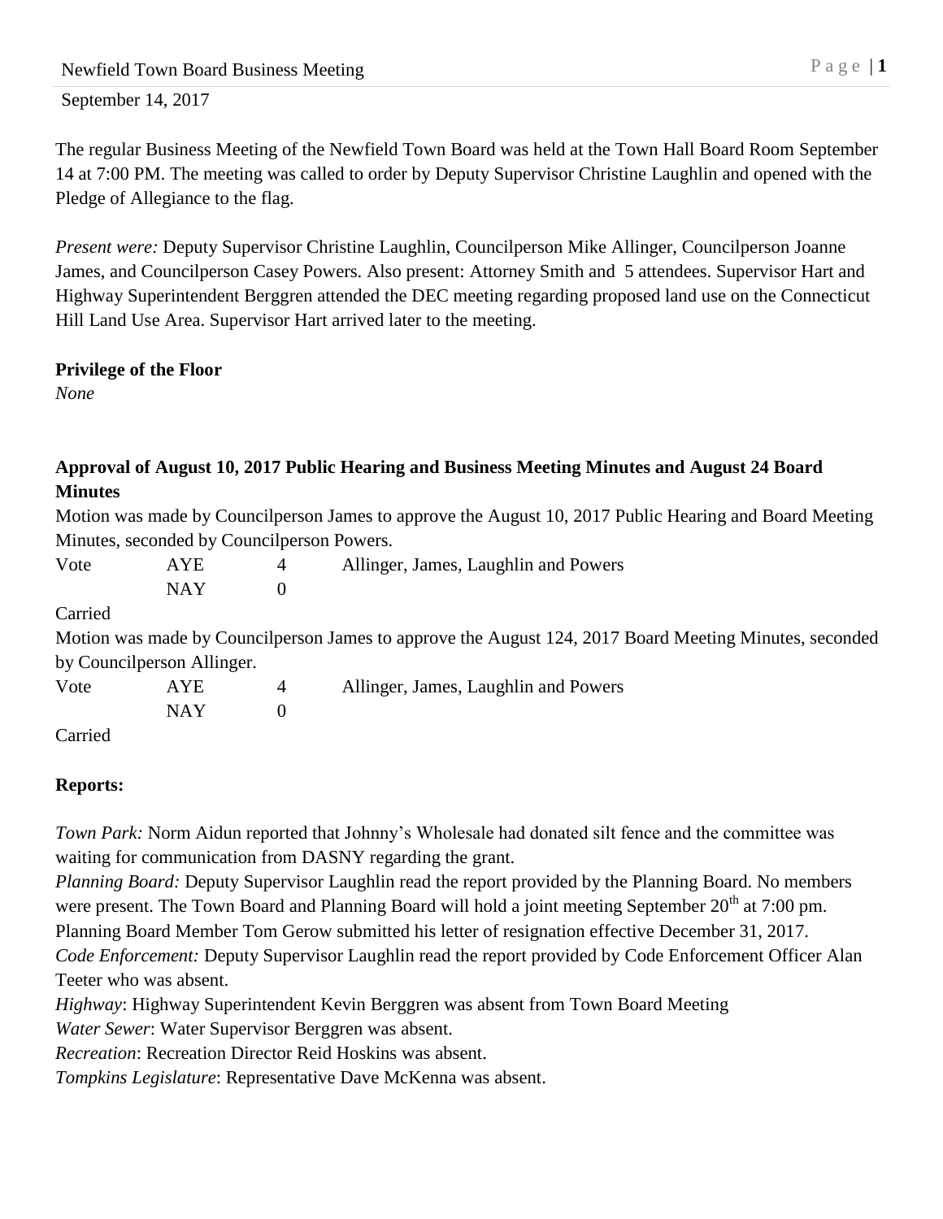September 14, 2017

The regular Business Meeting of the Newfield Town Board was held at the Town Hall Board Room September 14 at 7:00 PM. The meeting was called to order by Deputy Supervisor Christine Laughlin and opened with the Pledge of Allegiance to the flag.

*Present were:* Deputy Supervisor Christine Laughlin, Councilperson Mike Allinger, Councilperson Joanne James, and Councilperson Casey Powers. Also present: Attorney Smith and 5 attendees. Supervisor Hart and Highway Superintendent Berggren attended the DEC meeting regarding proposed land use on the Connecticut Hill Land Use Area. Supervisor Hart arrived later to the meeting.

**Privilege of the Floor**

*None*

**Approval of August 10, 2017 Public Hearing and Business Meeting Minutes and August 24 Board Minutes**

Motion was made by Councilperson James to approve the August 10, 2017 Public Hearing and Board Meeting Minutes, seconded by Councilperson Powers.

| Vote | AYE | 4 | Allinger, James, Laughlin and Powers |
|---|---|---|---|
| | NAY | 0 | |

Carried

Motion was made by Councilperson James to approve the August 124, 2017 Board Meeting Minutes, seconded by Councilperson Allinger.

| Vote | AYE | 4 | Allinger, James, Laughlin and Powers |
|---|---|---|---|
| | NAY | 0 | |

Carried

**Reports:**

*Town Park:* Norm Aidun reported that Johnny's Wholesale had donated silt fence and the committee was waiting for communication from DASNY regarding the grant.

*Planning Board:* Deputy Supervisor Laughlin read the report provided by the Planning Board. No members were present. The Town Board and Planning Board will hold a joint meeting September 20th at 7:00 pm. Planning Board Member Tom Gerow submitted his letter of resignation effective December 31, 2017.

*Code Enforcement:* Deputy Supervisor Laughlin read the report provided by Code Enforcement Officer Alan Teeter who was absent.

*Highway*: Highway Superintendent Kevin Berggren was absent from Town Board Meeting

*Water Sewer*: Water Supervisor Berggren was absent.

*Recreation*: Recreation Director Reid Hoskins was absent.

*Tompkins Legislature*: Representative Dave McKenna was absent.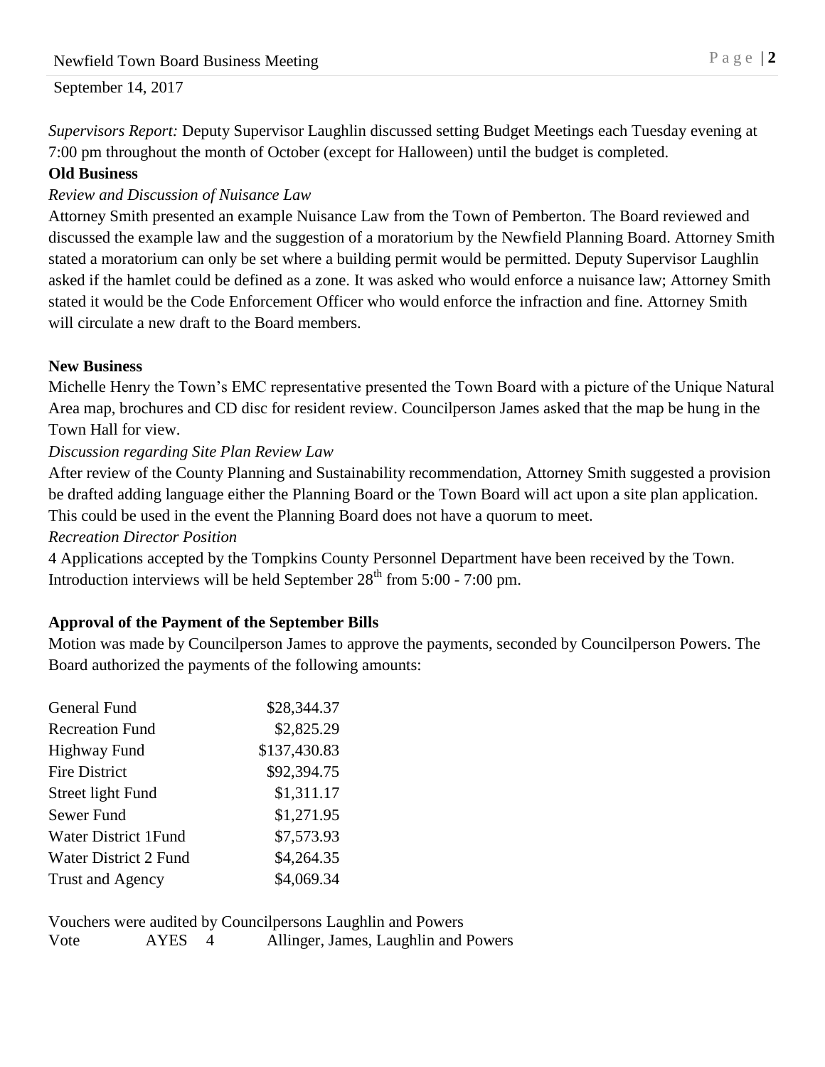*Supervisors Report:* Deputy Supervisor Laughlin discussed setting Budget Meetings each Tuesday evening at 7:00 pm throughout the month of October (except for Halloween) until the budget is completed.

**Old Business**

*Review and Discussion of Nuisance Law*

Attorney Smith presented an example Nuisance Law from the Town of Pemberton. The Board reviewed and discussed the example law and the suggestion of a moratorium by the Newfield Planning Board. Attorney Smith stated a moratorium can only be set where a building permit would be permitted. Deputy Supervisor Laughlin asked if the hamlet could be defined as a zone. It was asked who would enforce a nuisance law; Attorney Smith stated it would be the Code Enforcement Officer who would enforce the infraction and fine. Attorney Smith will circulate a new draft to the Board members.

**New Business**

Michelle Henry the Town's EMC representative presented the Town Board with a picture of the Unique Natural Area map, brochures and CD disc for resident review. Councilperson James asked that the map be hung in the Town Hall for view.

*Discussion regarding Site Plan Review Law*

After review of the County Planning and Sustainability recommendation, Attorney Smith suggested a provision be drafted adding language either the Planning Board or the Town Board will act upon a site plan application. This could be used in the event the Planning Board does not have a quorum to meet.

*Recreation Director Position*

4 Applications accepted by the Tompkins County Personnel Department have been received by the Town. Introduction interviews will be held September 28th from 5:00 - 7:00 pm.

**Approval of the Payment of the September Bills**

Motion was made by Councilperson James to approve the payments, seconded by Councilperson Powers. The Board authorized the payments of the following amounts:

| Fund | Amount |
|---|---|
| General Fund | $28,344.37 |
| Recreation Fund | $2,825.29 |
| Highway Fund | $137,430.83 |
| Fire District | $92,394.75 |
| Street light Fund | $1,311.17 |
| Sewer Fund | $1,271.95 |
| Water District 1Fund | $7,573.93 |
| Water District 2 Fund | $4,264.35 |
| Trust and Agency | $4,069.34 |

Vouchers were audited by Councilpersons Laughlin and Powers

Vote AYES 4 Allinger, James, Laughlin and Powers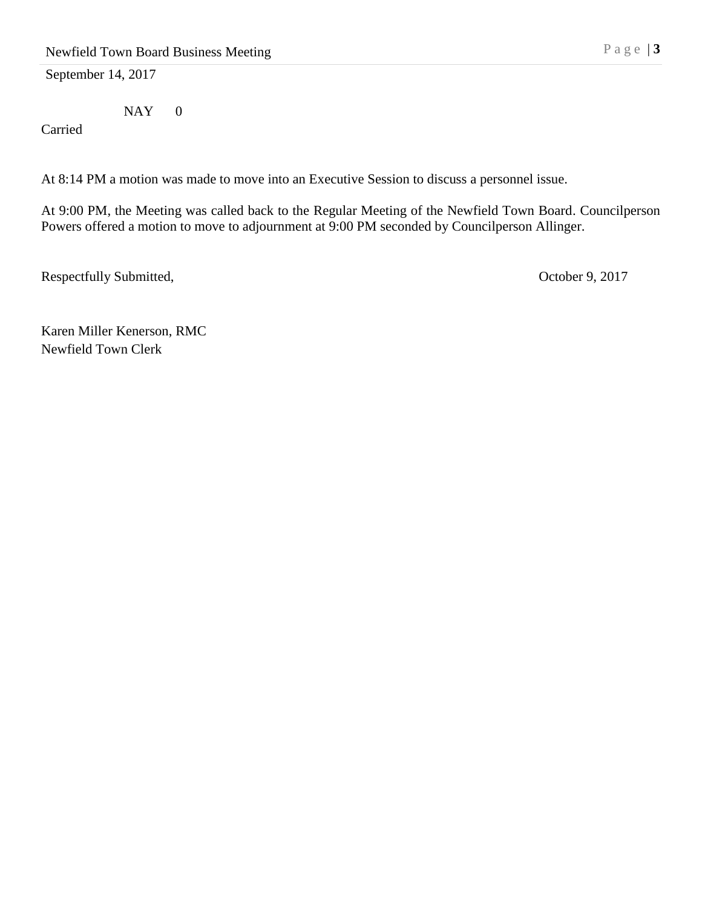NAY 0

Carried

At 8:14 PM a motion was made to move into an Executive Session to discuss a personnel issue.

At 9:00 PM, the Meeting was called back to the Regular Meeting of the Newfield Town Board. Councilperson Powers offered a motion to move to adjournment at 9:00 PM seconded by Councilperson Allinger.

Respectfully Submitted, October 9, 2017

Karen Miller Kenerson, RMC
Newfield Town Clerk